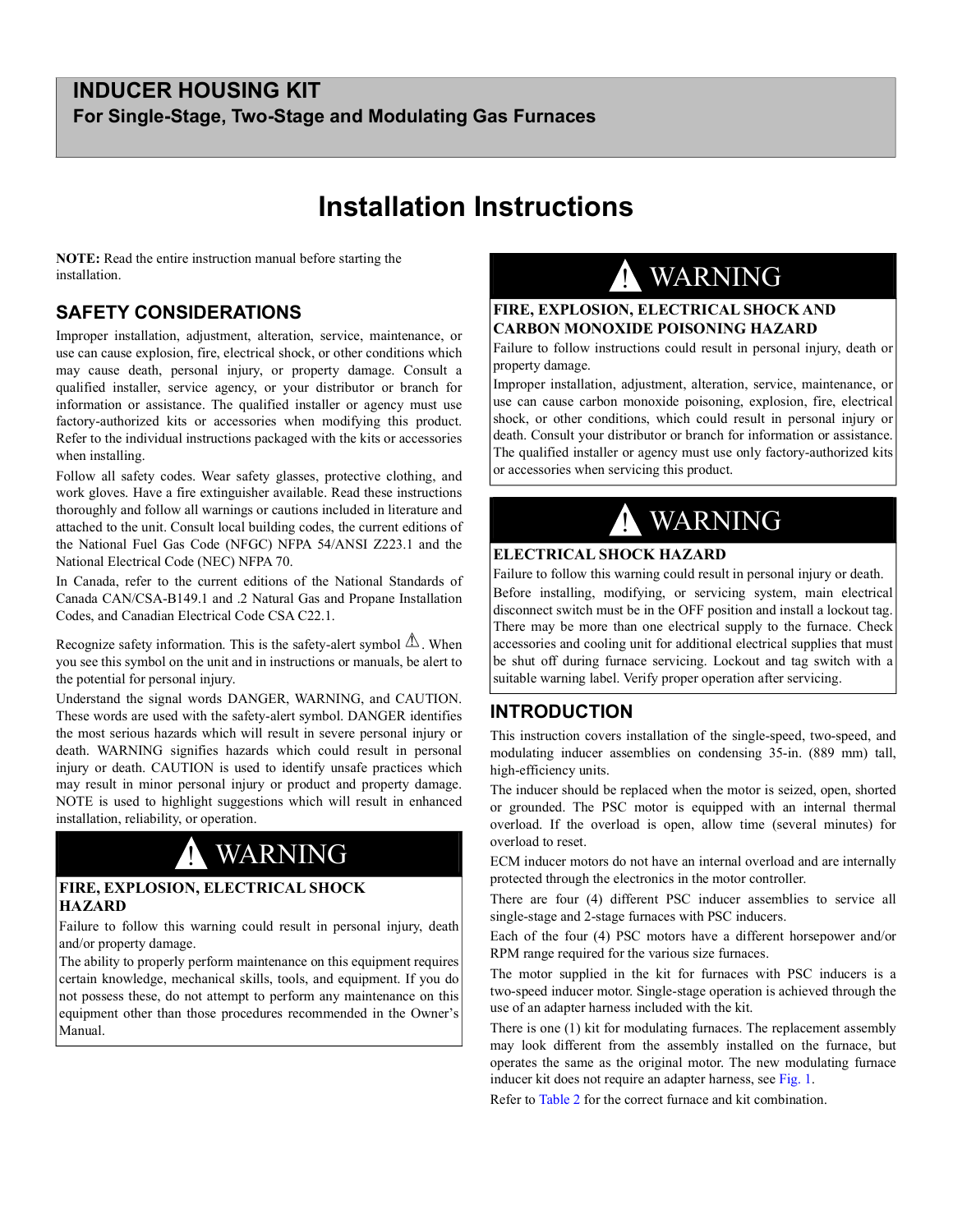# INDUCER HOUSING KIT

## For Single-Stage, Two-Stage and Modulating Gas Furnaces

# Installation Instructions

**NOTE:** Read the entire instruction manual before starting the installation.

## SAFETY CONSIDERATIONS

Improper installation, adjustment, alteration, service, maintenance, or use can cause explosion, fire, electrical shock, or other conditions which may cause death, personal injury, or property damage. Consult a qualified installer, service agency, or your distributor or branch for information or assistance. The qualified installer or agency must use factory-authorized kits or accessories when modifying this product. Refer to the individual instructions packaged with the kits or accessories when installing.

Follow all safety codes. Wear safety glasses, protective clothing, and work gloves. Have a fire extinguisher available. Read these instructions thoroughly and follow all warnings or cautions included in literature and attached to the unit. Consult local building codes, the current editions of the National Fuel Gas Code (NFGC) NFPA 54/ANSI Z223.1 and the National Electrical Code (NEC) NFPA 70.

In Canada, refer to the current editions of the National Standards of Canada CAN/CSA-B149.1 and .2 Natural Gas and Propane Installation Codes, and Canadian Electrical Code CSA C22.1.

Recognize safety information. This is the safety-alert symbol ⚠. When you see this symbol on the unit and in instructions or manuals, be alert to the potential for personal injury.

Understand the signal words DANGER, WARNING, and CAUTION. These words are used with the safety-alert symbol. DANGER identifies the most serious hazards which will result in severe personal injury or death. WARNING signifies hazards which could result in personal injury or death. CAUTION is used to identify unsafe practices which may result in minor personal injury or product and property damage. NOTE is used to highlight suggestions which will result in enhanced installation, reliability, or operation.

> **⚠ WARNING**
>
> **FIRE, EXPLOSION, ELECTRICAL SHOCK HAZARD**
>
> Failure to follow this warning could result in personal injury, death and/or property damage.
>
> The ability to properly perform maintenance on this equipment requires certain knowledge, mechanical skills, tools, and equipment. If you do not possess these, do not attempt to perform any maintenance on this equipment other than those procedures recommended in the Owner's Manual.

> **⚠ WARNING**
>
> **FIRE, EXPLOSION, ELECTRICAL SHOCK AND CARBON MONOXIDE POISONING HAZARD**
>
> Failure to follow instructions could result in personal injury, death or property damage.
>
> Improper installation, adjustment, alteration, service, maintenance, or use can cause carbon monoxide poisoning, explosion, fire, electrical shock, or other conditions, which could result in personal injury or death. Consult your distributor or branch for information or assistance. The qualified installer or agency must use only factory-authorized kits or accessories when servicing this product.

> **⚠ WARNING**
>
> **ELECTRICAL SHOCK HAZARD**
>
> Failure to follow this warning could result in personal injury or death.
>
> Before installing, modifying, or servicing system, main electrical disconnect switch must be in the OFF position and install a lockout tag. There may be more than one electrical supply to the furnace. Check accessories and cooling unit for additional electrical supplies that must be shut off during furnace servicing. Lockout and tag switch with a suitable warning label. Verify proper operation after servicing.

## INTRODUCTION

This instruction covers installation of the single-speed, two-speed, and modulating inducer assemblies on condensing 35-in. (889 mm) tall, high-efficiency units.

The inducer should be replaced when the motor is seized, open, shorted or grounded. The PSC motor is equipped with an internal thermal overload. If the overload is open, allow time (several minutes) for overload to reset.

ECM inducer motors do not have an internal overload and are internally protected through the electronics in the motor controller.

There are four (4) different PSC inducer assemblies to service all single-stage and 2-stage furnaces with PSC inducers.

Each of the four (4) PSC motors have a different horsepower and/or RPM range required for the various size furnaces.

The motor supplied in the kit for furnaces with PSC inducers is a two-speed inducer motor. Single-stage operation is achieved through the use of an adapter harness included with the kit.

There is one (1) kit for modulating furnaces. The replacement assembly may look different from the assembly installed on the furnace, but operates the same as the original motor. The new modulating furnace inducer kit does not require an adapter harness, see Fig. 1.

Refer to Table 2 for the correct furnace and kit combination.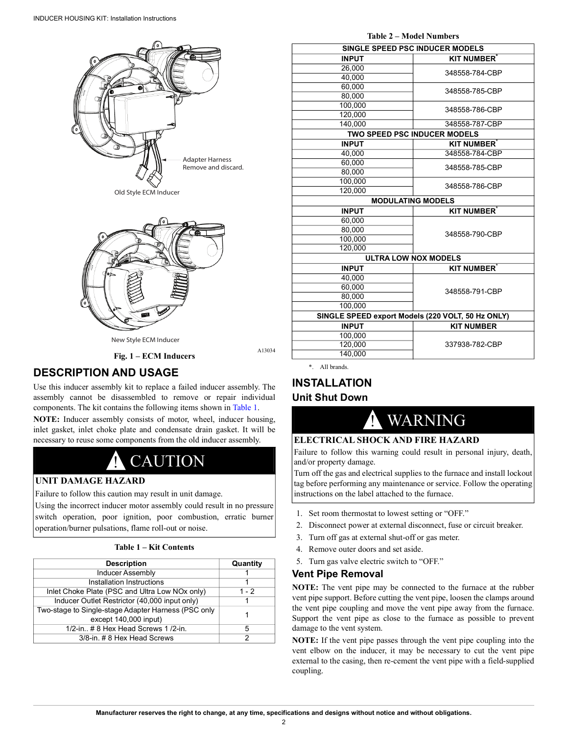Adapter Harness
Remove and discard.

Old Style ECM Inducer

New Style ECM Inducer

A13034

**Fig. 1 – ECM Inducers**

## DESCRIPTION AND USAGE

Use this inducer assembly kit to replace a failed inducer assembly. The assembly cannot be disassembled to remove or repair individual components. The kit contains the following items shown in Table 1.

**NOTE:** Inducer assembly consists of motor, wheel, inducer housing, inlet gasket, inlet choke plate and condensate drain gasket. It will be necessary to reuse some components from the old inducer assembly.

> **⚠ CAUTION**
>
> **UNIT DAMAGE HAZARD**
>
> Failure to follow this caution may result in unit damage.
>
> Using the incorrect inducer motor assembly could result in no pressure switch operation, poor ignition, poor combustion, erratic burner operation/burner pulsations, flame roll-out or noise.

**Table 1 – Kit Contents**

| Description | Quantity |
|---|---|
| Inducer Assembly | 1 |
| Installation Instructions | 1 |
| Inlet Choke Plate (PSC and Ultra Low NOx only) | 1 - 2 |
| Inducer Outlet Restrictor (40,000 input only) | 1 |
| Two-stage to Single-stage Adapter Harness (PSC only except 140,000 input) | 1 |
| 1/2-in.. # 8 Hex Head Screws 1 /2-in. | 5 |
| 3/8-in. # 8 Hex Head Screws | 2 |

**Table 2 – Model Numbers**

| INPUT | KIT NUMBER* |
|---|---|
| **SINGLE SPEED PSC INDUCER MODELS** | |
| 26,000 | 348558-784-CBP |
| 40,000 | |
| 60,000 | 348558-785-CBP |
| 80,000 | |
| 100,000 | 348558-786-CBP |
| 120,000 | |
| 140,000 | 348558-787-CBP |
| **TWO SPEED PSC INDUCER MODELS** | |
| 40,000 | 348558-784-CBP |
| 60,000 | 348558-785-CBP |
| 80,000 | |
| 100,000 | 348558-786-CBP |
| 120,000 | |
| **MODULATING MODELS** | |
| 60,000 | 348558-790-CBP |
| 80,000 | |
| 100,000 | |
| 120,000 | |
| **ULTRA LOW NOX MODELS** | |
| 40,000 | 348558-791-CBP |
| 60,000 | |
| 80,000 | |
| 100,000 | |
| **SINGLE SPEED export Models (220 VOLT, 50 Hz ONLY)** | KIT NUMBER |
| 100,000 | 337938-782-CBP |
| 120,000 | |
| 140,000 | |

\*. All brands.

## INSTALLATION

### Unit Shut Down

> **⚠ WARNING**
>
> **ELECTRICAL SHOCK AND FIRE HAZARD**
>
> Failure to follow this warning could result in personal injury, death, and/or property damage.
>
> Turn off the gas and electrical supplies to the furnace and install lockout tag before performing any maintenance or service. Follow the operating instructions on the label attached to the furnace.

1. Set room thermostat to lowest setting or "OFF."
2. Disconnect power at external disconnect, fuse or circuit breaker.
3. Turn off gas at external shut-off or gas meter.
4. Remove outer doors and set aside.
5. Turn gas valve electric switch to "OFF."

### Vent Pipe Removal

**NOTE:** The vent pipe may be connected to the furnace at the rubber vent pipe support. Before cutting the vent pipe, loosen the clamps around the vent pipe coupling and move the vent pipe away from the furnace. Support the vent pipe as close to the furnace as possible to prevent damage to the vent system.

**NOTE:** If the vent pipe passes through the vent pipe coupling into the vent elbow on the inducer, it may be necessary to cut the vent pipe external to the casing, then re-cement the vent pipe with a field-supplied coupling.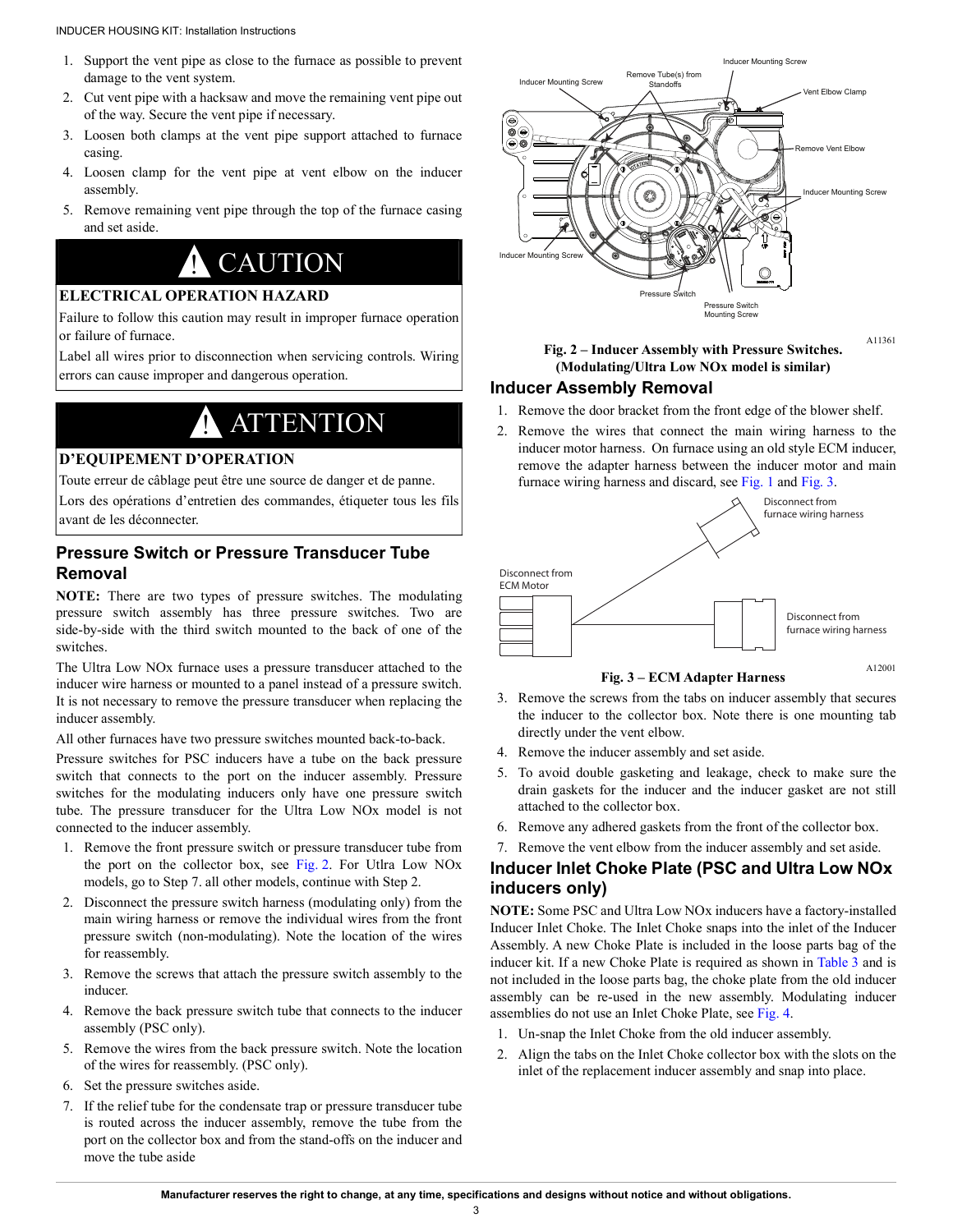1. Support the vent pipe as close to the furnace as possible to prevent damage to the vent system.
2. Cut vent pipe with a hacksaw and move the remaining vent pipe out of the way. Secure the vent pipe if necessary.
3. Loosen both clamps at the vent pipe support attached to furnace casing.
4. Loosen clamp for the vent pipe at vent elbow on the inducer assembly.
5. Remove remaining vent pipe through the top of the furnace casing and set aside.

**⚠ CAUTION**

**ELECTRICAL OPERATION HAZARD**

Failure to follow this caution may result in improper furnace operation or failure of furnace.

Label all wires prior to disconnection when servicing controls. Wiring errors can cause improper and dangerous operation.

**⚠ ATTENTION**

**D'EQUIPEMENT D'OPERATION**

Toute erreur de câblage peut être une source de danger et de panne.

Lors des opérations d'entretien des commandes, étiqueter tous les fils avant de les déconnecter.

## Pressure Switch or Pressure Transducer Tube Removal

**NOTE:** There are two types of pressure switches. The modulating pressure switch assembly has three pressure switches. Two are side-by-side with the third switch mounted to the back of one of the switches.

The Ultra Low NOx furnace uses a pressure transducer attached to the inducer wire harness or mounted to a panel instead of a pressure switch. It is not necessary to remove the pressure transducer when replacing the inducer assembly.

All other furnaces have two pressure switches mounted back-to-back.

Pressure switches for PSC inducers have a tube on the back pressure switch that connects to the port on the inducer assembly. Pressure switches for the modulating inducers only have one pressure switch tube. The pressure transducer for the Ultra Low NOx model is not connected to the inducer assembly.

1. Remove the front pressure switch or pressure transducer tube from the port on the collector box, see Fig. 2. For Utlra Low NOx models, go to Step 7. all other models, continue with Step 2.
2. Disconnect the pressure switch harness (modulating only) from the main wiring harness or remove the individual wires from the front pressure switch (non-modulating). Note the location of the wires for reassembly.
3. Remove the screws that attach the pressure switch assembly to the inducer.
4. Remove the back pressure switch tube that connects to the inducer assembly (PSC only).
5. Remove the wires from the back pressure switch. Note the location of the wires for reassembly. (PSC only).
6. Set the pressure switches aside.
7. If the relief tube for the condensate trap or pressure transducer tube is routed across the inducer assembly, remove the tube from the port on the collector box and from the stand-offs on the inducer and move the tube aside

Inducer Mounting Screw; Remove Tube(s) from Standoffs; Inducer Mounting Screw; Vent Elbow Clamp; Remove Vent Elbow; Inducer Mounting Screw; Inducer Mounting Screw; Pressure Switch; Pressure Switch Mounting Screw

A11361

**Fig. 2 – Inducer Assembly with Pressure Switches. (Modulating/Ultra Low NOx model is similar)**

## Inducer Assembly Removal

1. Remove the door bracket from the front edge of the blower shelf.
2. Remove the wires that connect the main wiring harness to the inducer motor harness. On furnace using an old style ECM inducer, remove the adapter harness between the inducer motor and main furnace wiring harness and discard, see Fig. 1 and Fig. 3.

Disconnect from furnace wiring harness; Disconnect from ECM Motor; Disconnect from furnace wiring harness

A12001

**Fig. 3 – ECM Adapter Harness**

3. Remove the screws from the tabs on inducer assembly that secures the inducer to the collector box. Note there is one mounting tab directly under the vent elbow.
4. Remove the inducer assembly and set aside.
5. To avoid double gasketing and leakage, check to make sure the drain gaskets for the inducer and the inducer gasket are not still attached to the collector box.
6. Remove any adhered gaskets from the front of the collector box.
7. Remove the vent elbow from the inducer assembly and set aside.

## Inducer Inlet Choke Plate (PSC and Ultra Low NOx inducers only)

**NOTE:** Some PSC and Ultra Low NOx inducers have a factory-installed Inducer Inlet Choke. The Inlet Choke snaps into the inlet of the Inducer Assembly. A new Choke Plate is included in the loose parts bag of the inducer kit. If a new Choke Plate is required as shown in Table 3 and is not included in the loose parts bag, the choke plate from the old inducer assembly can be re-used in the new assembly. Modulating inducer assemblies do not use an Inlet Choke Plate, see Fig. 4.

1. Un-snap the Inlet Choke from the old inducer assembly.
2. Align the tabs on the Inlet Choke collector box with the slots on the inlet of the replacement inducer assembly and snap into place.

**Manufacturer reserves the right to change, at any time, specifications and designs without notice and without obligations.**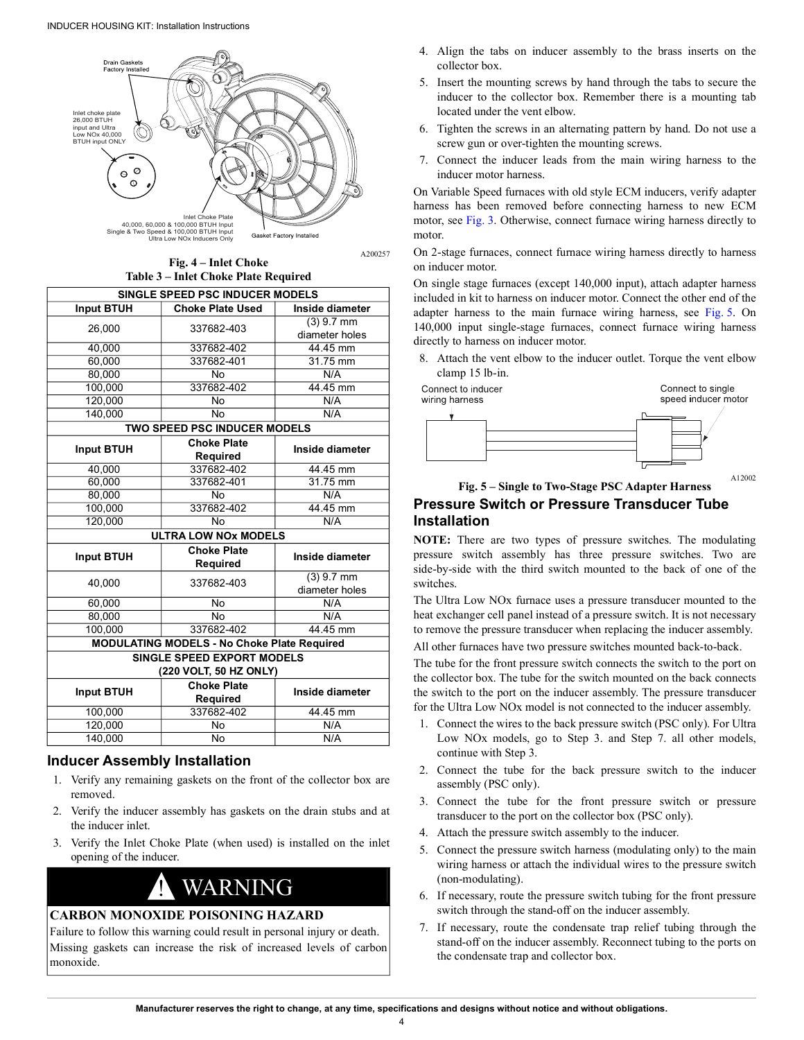Drain Gaskets Factory Installed

Inlet choke plate 26,000 BTUH input and Ultra Low NOx 40,000 BTUH input ONLY

Inlet Choke Plate 40,000, 60,000 & 100,000 BTUH Input Single & Two Speed & 100,000 BTUH Input Ultra Low NOx Inducers Only

Gasket Factory Installed

A200257

**Fig. 4 – Inlet Choke**

**Table 3 – Inlet Choke Plate Required**

| SINGLE SPEED PSC INDUCER MODELS | | |
|---|---|---|
| **Input BTUH** | **Choke Plate Used** | **Inside diameter** |
| 26,000 | 337682-403 | (3) 9.7 mm diameter holes |
| 40,000 | 337682-402 | 44.45 mm |
| 60,000 | 337682-401 | 31.75 mm |
| 80,000 | No | N/A |
| 100,000 | 337682-402 | 44.45 mm |
| 120,000 | No | N/A |
| 140,000 | No | N/A |
| **TWO SPEED PSC INDUCER MODELS** | | |
| **Input BTUH** | **Choke Plate Required** | **Inside diameter** |
| 40,000 | 337682-402 | 44.45 mm |
| 60,000 | 337682-401 | 31.75 mm |
| 80,000 | No | N/A |
| 100,000 | 337682-402 | 44.45 mm |
| 120,000 | No | N/A |
| **ULTRA LOW NOx MODELS** | | |
| **Input BTUH** | **Choke Plate Required** | **Inside diameter** |
| 40,000 | 337682-403 | (3) 9.7 mm diameter holes |
| 60,000 | No | N/A |
| 80,000 | No | N/A |
| 100,000 | 337682-402 | 44.45 mm |
| **MODULATING MODELS - No Choke Plate Required** | | |
| **SINGLE SPEED EXPORT MODELS (220 VOLT, 50 HZ ONLY)** | | |
| **Input BTUH** | **Choke Plate Required** | **Inside diameter** |
| 100,000 | 337682-402 | 44.45 mm |
| 120,000 | No | N/A |
| 140,000 | No | N/A |

## Inducer Assembly Installation

1. Verify any remaining gaskets on the front of the collector box are removed.
2. Verify the inducer assembly has gaskets on the drain stubs and at the inducer inlet.
3. Verify the Inlet Choke Plate (when used) is installed on the inlet opening of the inducer.

**! WARNING**

**CARBON MONOXIDE POISONING HAZARD**

Failure to follow this warning could result in personal injury or death.

Missing gaskets can increase the risk of increased levels of carbon monoxide.

4. Align the tabs on inducer assembly to the brass inserts on the collector box.
5. Insert the mounting screws by hand through the tabs to secure the inducer to the collector box. Remember there is a mounting tab located under the vent elbow.
6. Tighten the screws in an alternating pattern by hand. Do not use a screw gun or over-tighten the mounting screws.
7. Connect the inducer leads from the main wiring harness to the inducer motor harness.

On Variable Speed furnaces with old style ECM inducers, verify adapter harness has been removed before connecting harness to new ECM motor, see Fig. 3. Otherwise, connect furnace wiring harness directly to motor.

On 2-stage furnaces, connect furnace wiring harness directly to harness on inducer motor.

On single stage furnaces (except 140,000 input), attach adapter harness included in kit to harness on inducer motor. Connect the other end of the adapter harness to the main furnace wiring harness, see Fig. 5. On 140,000 input single-stage furnaces, connect furnace wiring harness directly to harness on inducer motor.

8. Attach the vent elbow to the inducer outlet. Torque the vent elbow clamp 15 lb-in.

Connect to inducer wiring harness

Connect to single speed inducer motor

A12002

**Fig. 5 – Single to Two-Stage PSC Adapter Harness**

## Pressure Switch or Pressure Transducer Tube Installation

**NOTE:** There are two types of pressure switches. The modulating pressure switch assembly has three pressure switches. Two are side-by-side with the third switch mounted to the back of one of the switches.

The Ultra Low NOx furnace uses a pressure transducer mounted to the heat exchanger cell panel instead of a pressure switch. It is not necessary to remove the pressure transducer when replacing the inducer assembly.

All other furnaces have two pressure switches mounted back-to-back.

The tube for the front pressure switch connects the switch to the port on the collector box. The tube for the switch mounted on the back connects the switch to the port on the inducer assembly. The pressure transducer for the Ultra Low NOx model is not connected to the inducer assembly.

1. Connect the wires to the back pressure switch (PSC only). For Ultra Low NOx models, go to Step 3. and Step 7. all other models, continue with Step 3.
2. Connect the tube for the back pressure switch to the inducer assembly (PSC only).
3. Connect the tube for the front pressure switch or pressure transducer to the port on the collector box (PSC only).
4. Attach the pressure switch assembly to the inducer.
5. Connect the pressure switch harness (modulating only) to the main wiring harness or attach the individual wires to the pressure switch (non-modulating).
6. If necessary, route the pressure switch tubing for the front pressure switch through the stand-off on the inducer assembly.
7. If necessary, route the condensate trap relief tubing through the stand-off on the inducer assembly. Reconnect tubing to the ports on the condensate trap and collector box.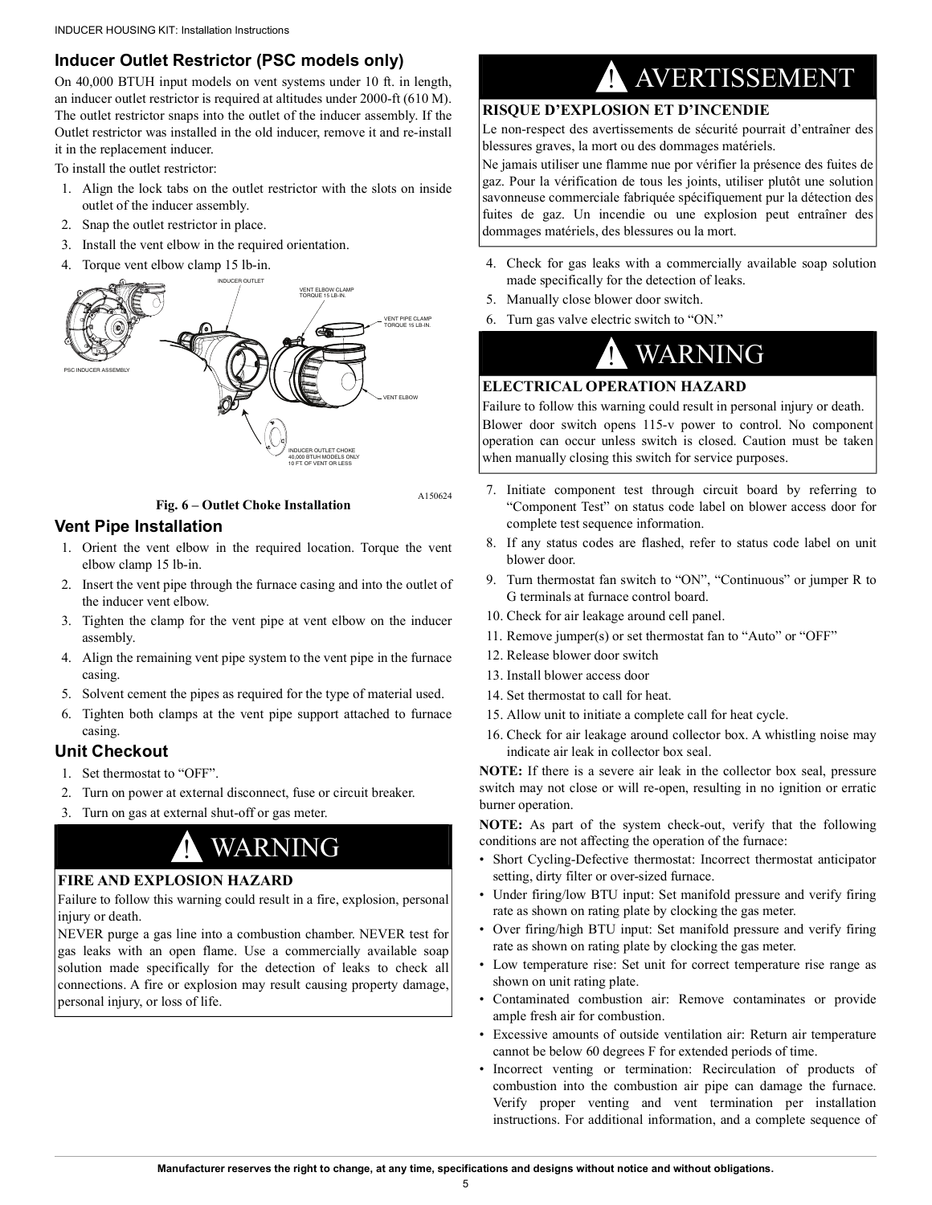## Inducer Outlet Restrictor (PSC models only)

On 40,000 BTUH input models on vent systems under 10 ft. in length, an inducer outlet restrictor is required at altitudes under 2000-ft (610 M). The outlet restrictor snaps into the outlet of the inducer assembly. If the Outlet restrictor was installed in the old inducer, remove it and re-install it in the replacement inducer.

To install the outlet restrictor:

1. Align the lock tabs on the outlet restrictor with the slots on inside outlet of the inducer assembly.
2. Snap the outlet restrictor in place.
3. Install the vent elbow in the required orientation.
4. Torque vent elbow clamp 15 lb-in.

INDUCER OUTLET
VENT ELBOW CLAMP TORQUE 15 LB-IN.
VENT PIPE CLAMP TORQUE 15 LB-IN.
PSC INDUCER ASSEMBLY
VENT ELBOW
INDUCER OUTLET CHOKE 40,000 BTUH MODELS ONLY 10 FT. OF VENT OR LESS

A150624

**Fig. 6 – Outlet Choke Installation**

## Vent Pipe Installation

1. Orient the vent elbow in the required location. Torque the vent elbow clamp 15 lb-in.
2. Insert the vent pipe through the furnace casing and into the outlet of the inducer vent elbow.
3. Tighten the clamp for the vent pipe at vent elbow on the inducer assembly.
4. Align the remaining vent pipe system to the vent pipe in the furnace casing.
5. Solvent cement the pipes as required for the type of material used.
6. Tighten both clamps at the vent pipe support attached to furnace casing.

## Unit Checkout

1. Set thermostat to "OFF".
2. Turn on power at external disconnect, fuse or circuit breaker.
3. Turn on gas at external shut-off or gas meter.

> **! WARNING**
>
> **FIRE AND EXPLOSION HAZARD**
>
> Failure to follow this warning could result in a fire, explosion, personal injury or death.
>
> NEVER purge a gas line into a combustion chamber. NEVER test for gas leaks with an open flame. Use a commercially available soap solution made specifically for the detection of leaks to check all connections. A fire or explosion may result causing property damage, personal injury, or loss of life.

> **! AVERTISSEMENT**
>
> **RISQUE D'EXPLOSION ET D'INCENDIE**
>
> Le non-respect des avertissements de sécurité pourrait d'entraîner des blessures graves, la mort ou des dommages matériels.
>
> Ne jamais utiliser une flamme nue por vérifier la présence des fuites de gaz. Pour la vérification de tous les joints, utiliser plutôt une solution savonneuse commerciale fabriquée spécifiquement pur la détection des fuites de gaz. Un incendie ou une explosion peut entraîner des dommages matériels, des blessures ou la mort.

4. Check for gas leaks with a commercially available soap solution made specifically for the detection of leaks.
5. Manually close blower door switch.
6. Turn gas valve electric switch to "ON."

> **! WARNING**
>
> **ELECTRICAL OPERATION HAZARD**
>
> Failure to follow this warning could result in personal injury or death.
>
> Blower door switch opens 115-v power to control. No component operation can occur unless switch is closed. Caution must be taken when manually closing this switch for service purposes.

7. Initiate component test through circuit board by referring to "Component Test" on status code label on blower access door for complete test sequence information.
8. If any status codes are flashed, refer to status code label on unit blower door.
9. Turn thermostat fan switch to "ON", "Continuous" or jumper R to G terminals at furnace control board.
10. Check for air leakage around cell panel.
11. Remove jumper(s) or set thermostat fan to "Auto" or "OFF"
12. Release blower door switch
13. Install blower access door
14. Set thermostat to call for heat.
15. Allow unit to initiate a complete call for heat cycle.
16. Check for air leakage around collector box. A whistling noise may indicate air leak in collector box seal.

**NOTE:** If there is a severe air leak in the collector box seal, pressure switch may not close or will re-open, resulting in no ignition or erratic burner operation.

**NOTE:** As part of the system check-out, verify that the following conditions are not affecting the operation of the furnace:

- Short Cycling-Defective thermostat: Incorrect thermostat anticipator setting, dirty filter or over-sized furnace.
- Under firing/low BTU input: Set manifold pressure and verify firing rate as shown on rating plate by clocking the gas meter.
- Over firing/high BTU input: Set manifold pressure and verify firing rate as shown on rating plate by clocking the gas meter.
- Low temperature rise: Set unit for correct temperature rise range as shown on unit rating plate.
- Contaminated combustion air: Remove contaminates or provide ample fresh air for combustion.
- Excessive amounts of outside ventilation air: Return air temperature cannot be below 60 degrees F for extended periods of time.
- Incorrect venting or termination: Recirculation of products of combustion into the combustion air pipe can damage the furnace. Verify proper venting and vent termination per installation instructions. For additional information, and a complete sequence of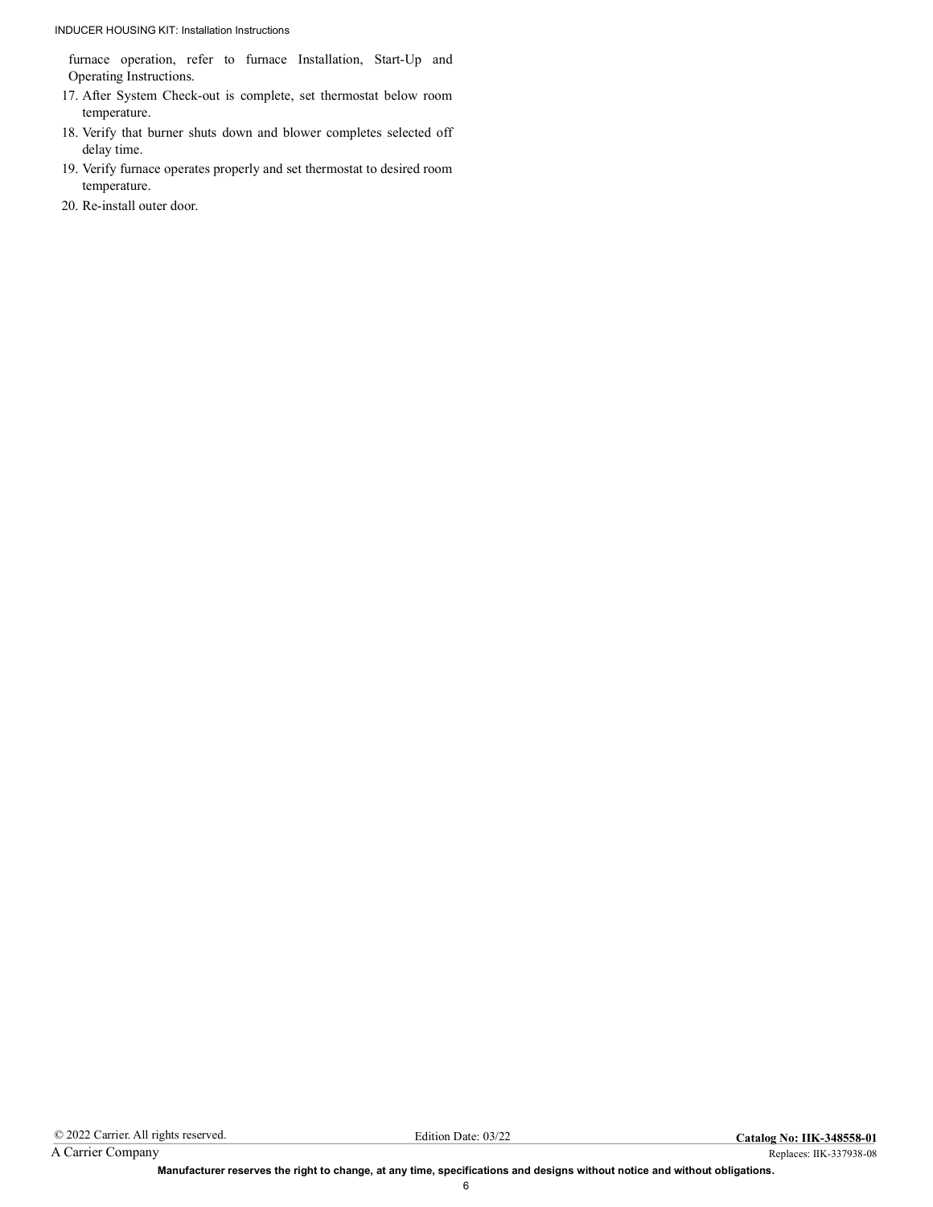furnace operation, refer to furnace Installation, Start-Up and Operating Instructions.

17. After System Check-out is complete, set thermostat below room temperature.
18. Verify that burner shuts down and blower completes selected off delay time.
19. Verify furnace operates properly and set thermostat to desired room temperature.
20. Re-install outer door.

© 2022 Carrier. All rights reserved.
A Carrier Company

Edition Date: 03/22

**Catalog No: IIK-348558-01**
Replaces: IIK-337938-08

**Manufacturer reserves the right to change, at any time, specifications and designs without notice and without obligations.**